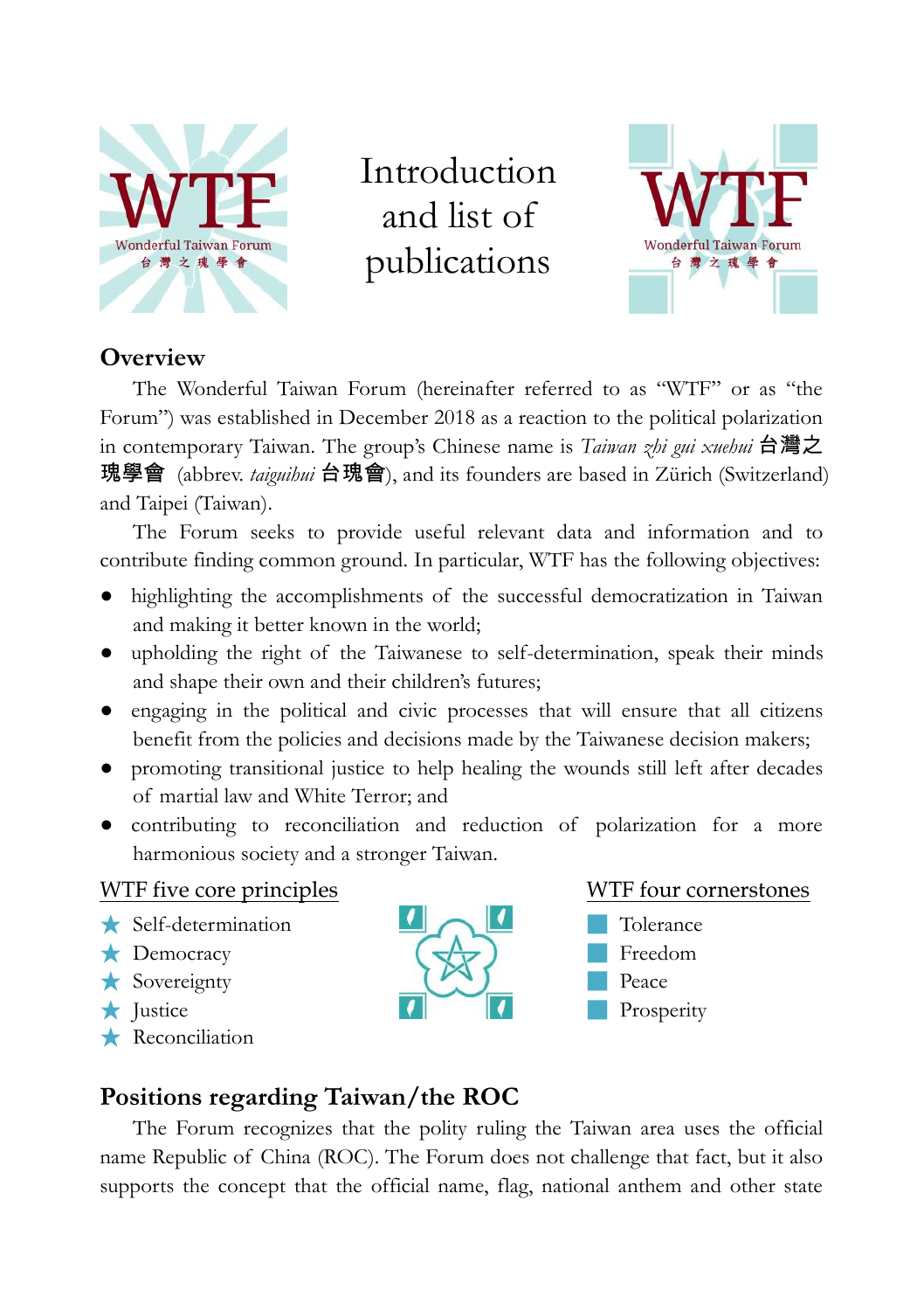# Introduction and list of publications

## Overview

The Wonderful Taiwan Forum (hereinafter referred to as "WTF" or as "the Forum") was established in December 2018 as a reaction to the political polarization in contemporary Taiwan. The group's Chinese name is *Taiwan zhi gui xuehui* 台灣之瑰學會 (abbrev. *taiguihui* 台瑰會), and its founders are based in Zürich (Switzerland) and Taipei (Taiwan).

The Forum seeks to provide useful relevant data and information and to contribute finding common ground. In particular, WTF has the following objectives:

- highlighting the accomplishments of the successful democratization in Taiwan and making it better known in the world;
- upholding the right of the Taiwanese to self-determination, speak their minds and shape their own and their children's futures;
- engaging in the political and civic processes that will ensure that all citizens benefit from the policies and decisions made by the Taiwanese decision makers;
- promoting transitional justice to help healing the wounds still left after decades of martial law and White Terror; and
- contributing to reconciliation and reduction of polarization for a more harmonious society and a stronger Taiwan.

WTF five core principles

- ★ Self-determination
- ★ Democracy
- ★ Sovereignty
- ★ Justice
- ★ Reconciliation

WTF four cornerstones

- Tolerance
- Freedom
- Peace
- Prosperity

## Positions regarding Taiwan/the ROC

The Forum recognizes that the polity ruling the Taiwan area uses the official name Republic of China (ROC). The Forum does not challenge that fact, but it also supports the concept that the official name, flag, national anthem and other state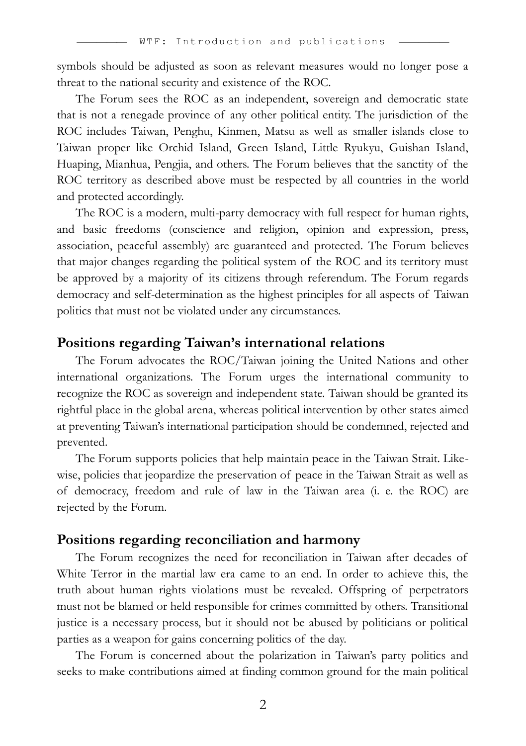symbols should be adjusted as soon as relevant measures would no longer pose a threat to the national security and existence of the ROC.

The Forum sees the ROC as an independent, sovereign and democratic state that is not a renegade province of any other political entity. The jurisdiction of the ROC includes Taiwan, Penghu, Kinmen, Matsu as well as smaller islands close to Taiwan proper like Orchid Island, Green Island, Little Ryukyu, Guishan Island, Huaping, Mianhua, Pengjia, and others. The Forum believes that the sanctity of the ROC territory as described above must be respected by all countries in the world and protected accordingly.

The ROC is a modern, multi-party democracy with full respect for human rights, and basic freedoms (conscience and religion, opinion and expression, press, association, peaceful assembly) are guaranteed and protected. The Forum believes that major changes regarding the political system of the ROC and its territory must be approved by a majority of its citizens through referendum. The Forum regards democracy and self-determination as the highest principles for all aspects of Taiwan politics that must not be violated under any circumstances.

## Positions regarding Taiwan's international relations

The Forum advocates the ROC/Taiwan joining the United Nations and other international organizations. The Forum urges the international community to recognize the ROC as sovereign and independent state. Taiwan should be granted its rightful place in the global arena, whereas political intervention by other states aimed at preventing Taiwan's international participation should be condemned, rejected and prevented.

The Forum supports policies that help maintain peace in the Taiwan Strait. Likewise, policies that jeopardize the preservation of peace in the Taiwan Strait as well as of democracy, freedom and rule of law in the Taiwan area (i. e. the ROC) are rejected by the Forum.

## Positions regarding reconciliation and harmony

The Forum recognizes the need for reconciliation in Taiwan after decades of White Terror in the martial law era came to an end. In order to achieve this, the truth about human rights violations must be revealed. Offspring of perpetrators must not be blamed or held responsible for crimes committed by others. Transitional justice is a necessary process, but it should not be abused by politicians or political parties as a weapon for gains concerning politics of the day.

The Forum is concerned about the polarization in Taiwan's party politics and seeks to make contributions aimed at finding common ground for the main political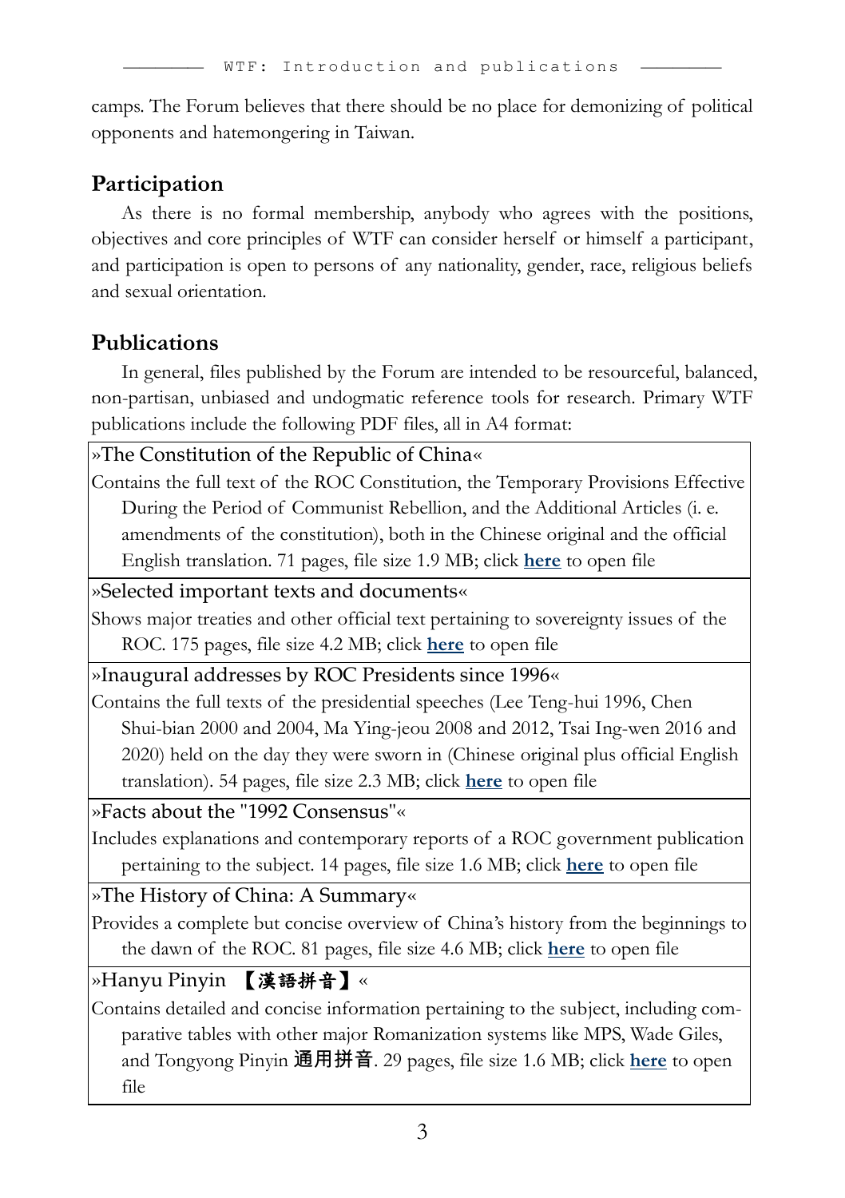camps. The Forum believes that there should be no place for demonizing of political opponents and hatemongering in Taiwan.

## Participation

As there is no formal membership, anybody who agrees with the positions, objectives and core principles of WTF can consider herself or himself a participant, and participation is open to persons of any nationality, gender, race, religious beliefs and sexual orientation.

## Publications

In general, files published by the Forum are intended to be resourceful, balanced, non-partisan, unbiased and undogmatic reference tools for research. Primary WTF publications include the following PDF files, all in A4 format:

| »The Constitution of the Republic of China« |
| --- |
| Contains the full text of the ROC Constitution, the Temporary Provisions Effective During the Period of Communist Rebellion, and the Additional Articles (i. e. amendments of the constitution), both in the Chinese original and the official English translation. 71 pages, file size 1.9 MB; click **here** to open file |
| »Selected important texts and documents« |
| Shows major treaties and other official text pertaining to sovereignty issues of the ROC. 175 pages, file size 4.2 MB; click **here** to open file |
| »Inaugural addresses by ROC Presidents since 1996« |
| Contains the full texts of the presidential speeches (Lee Teng-hui 1996, Chen Shui-bian 2000 and 2004, Ma Ying-jeou 2008 and 2012, Tsai Ing-wen 2016 and 2020) held on the day they were sworn in (Chinese original plus official English translation). 54 pages, file size 2.3 MB; click **here** to open file |
| »Facts about the "1992 Consensus"« |
| Includes explanations and contemporary reports of a ROC government publication pertaining to the subject. 14 pages, file size 1.6 MB; click **here** to open file |
| »The History of China: A Summary« |
| Provides a complete but concise overview of China's history from the beginnings to the dawn of the ROC. 81 pages, file size 4.6 MB; click **here** to open file |
| »Hanyu Pinyin 【漢語拼音】« |
| Contains detailed and concise information pertaining to the subject, including comparative tables with other major Romanization systems like MPS, Wade Giles, and Tongyong Pinyin 通用拼音. 29 pages, file size 1.6 MB; click **here** to open file |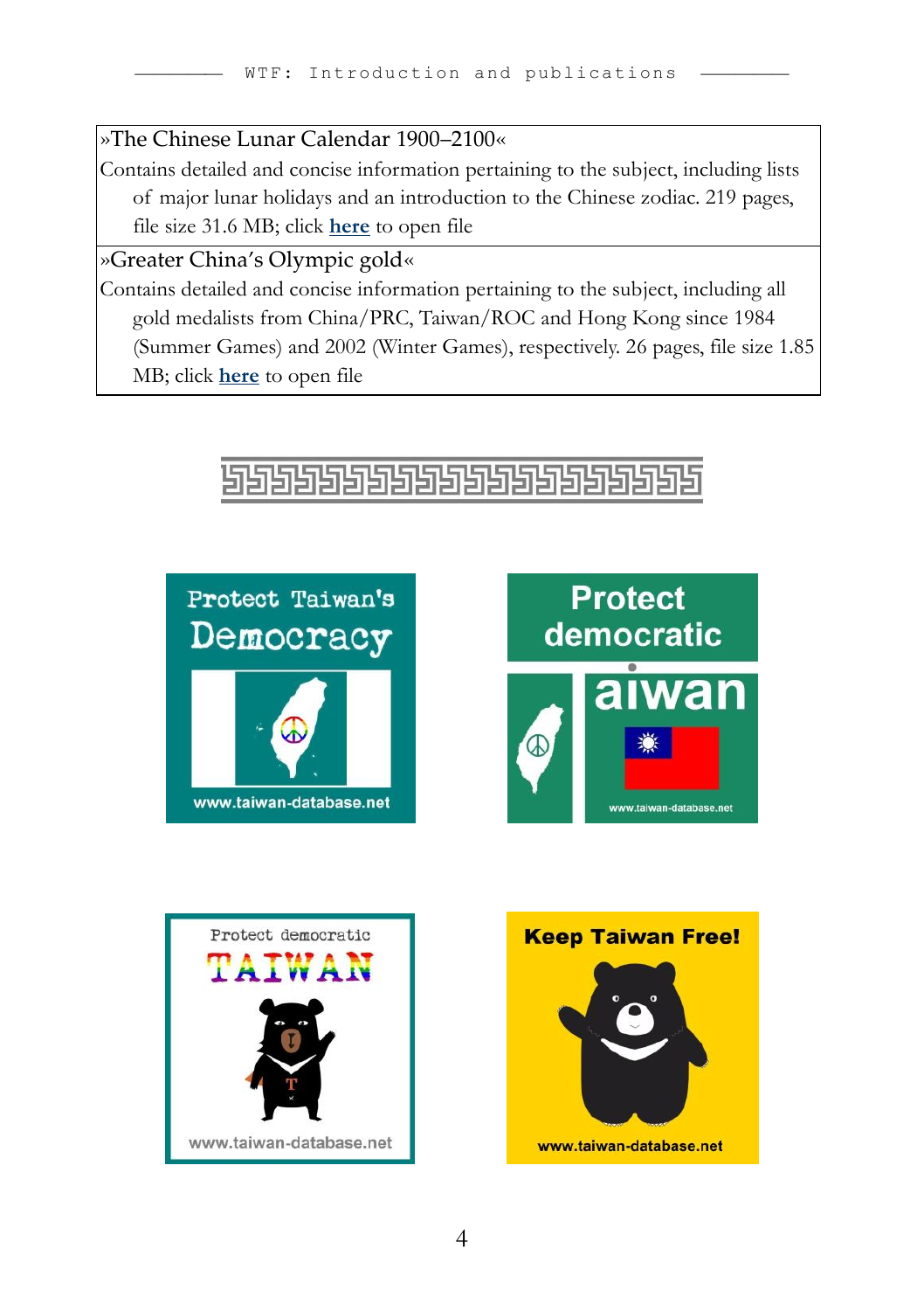| |
|---|
| »The Chinese Lunar Calendar 1900–2100« |
| Contains detailed and concise information pertaining to the subject, including lists of major lunar holidays and an introduction to the Chinese zodiac. 219 pages, file size 31.6 MB; click **here** to open file |
| »Greater China's Olympic gold« |
| Contains detailed and concise information pertaining to the subject, including all gold medalists from China/PRC, Taiwan/ROC and Hong Kong since 1984 (Summer Games) and 2002 (Winter Games), respectively. 26 pages, file size 1.85 MB; click **here** to open file |

Protect Taiwan's Democracy

www.taiwan-database.net

Protect democratic Taiwan

www.taiwan-database.net

Protect democratic TAIWAN

www.taiwan-database.net

Keep Taiwan Free!

www.taiwan-database.net